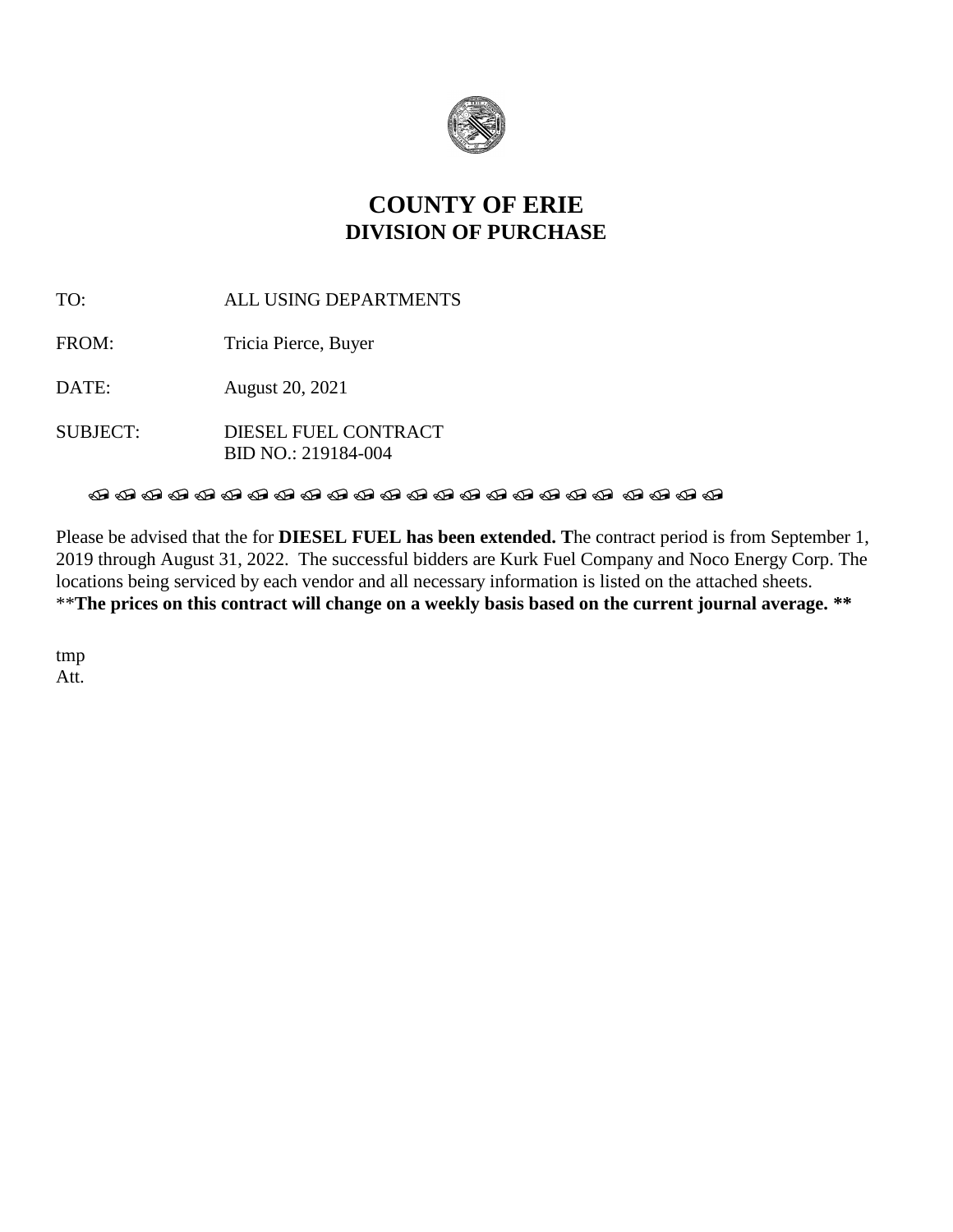# COUNTY OF ERIE
## DIVISION OF PURCHASE

TO: ALL USING DEPARTMENTS

FROM: Tricia Pierce, Buyer

DATE: August 20, 2021

SUBJECT: DIESEL FUEL CONTRACT
BID NO.: 219184-004

Please be advised that the for **DIESEL FUEL has been extended. T**he contract period is from September 1, 2019 through August 31, 2022. The successful bidders are Kurk Fuel Company and Noco Energy Corp. The locations being serviced by each vendor and all necessary information is listed on the attached sheets.
\*\***The prices on this contract will change on a weekly basis based on the current journal average. \*\***

tmp
Att.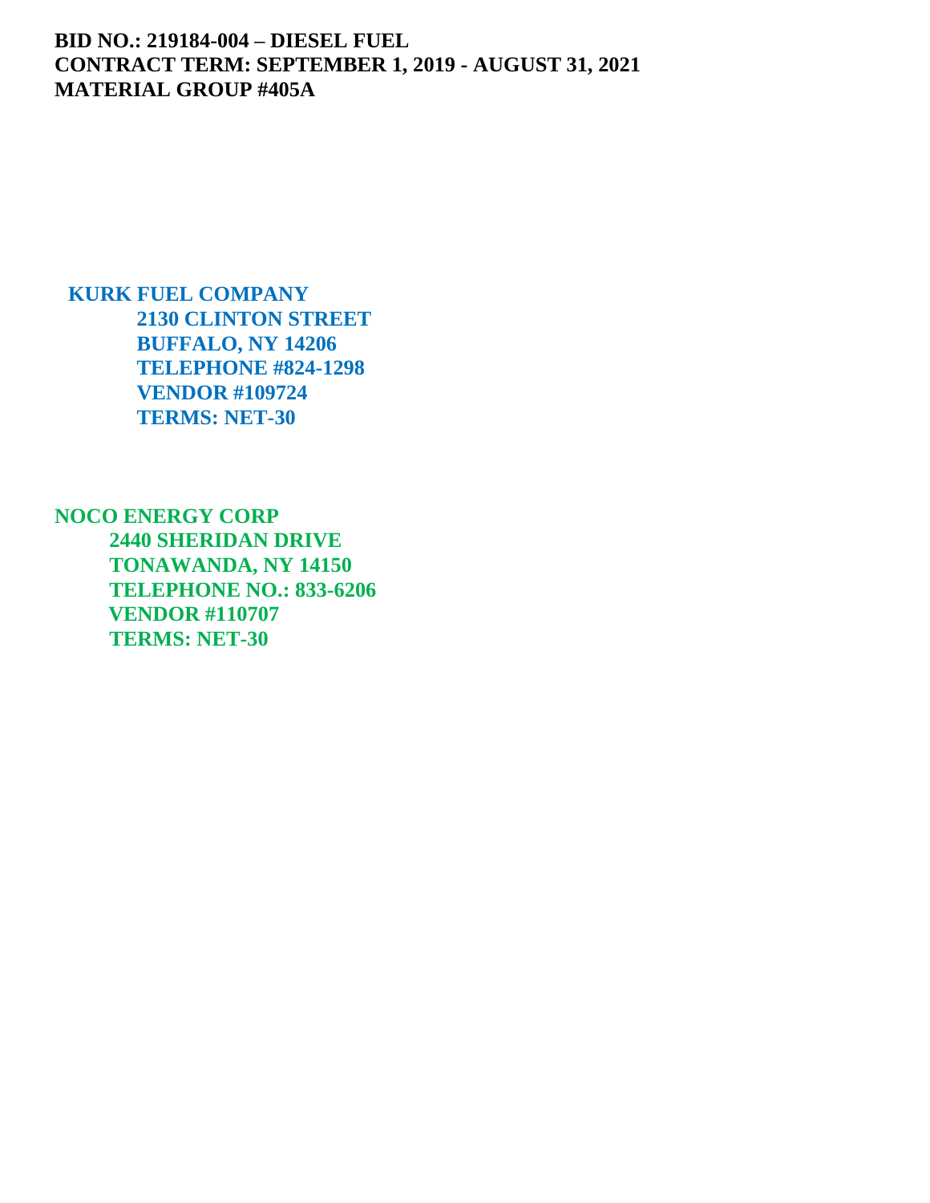**BID NO.: 219184-004 – DIESEL FUEL**
**CONTRACT TERM: SEPTEMBER 1, 2019 - AUGUST 31, 2021**
**MATERIAL GROUP #405A**

**KURK FUEL COMPANY**
**2130 CLINTON STREET**
**BUFFALO, NY 14206**
**TELEPHONE #824-1298**
**VENDOR #109724**
**TERMS: NET-30**

**NOCO ENERGY CORP**
**2440 SHERIDAN DRIVE**
**TONAWANDA, NY 14150**
**TELEPHONE NO.: 833-6206**
**VENDOR #110707**
**TERMS: NET-30**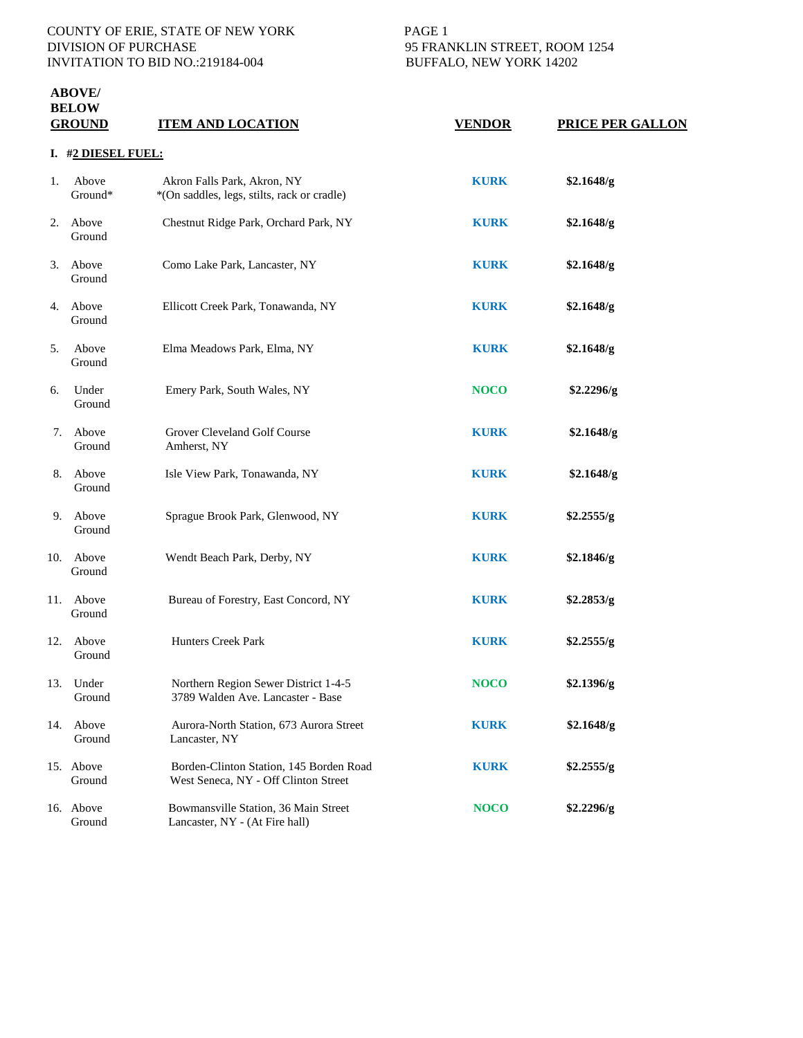COUNTY OF ERIE, STATE OF NEW YORK
DIVISION OF PURCHASE
INVITATION TO BID NO.:219184-004

PAGE 1
95 FRANKLIN STREET, ROOM 1254
BUFFALO, NEW YORK 14202

| | ABOVE/ BELOW GROUND | ITEM AND LOCATION | VENDOR | PRICE PER GALLON |
|---|---|---|---|---|
| **I.** | **#2 DIESEL FUEL:** | | | |
| 1. | Above Ground* | Akron Falls Park, Akron, NY *(On saddles, legs, stilts, rack or cradle) | **KURK** | **$2.1648/g** |
| 2. | Above Ground | Chestnut Ridge Park, Orchard Park, NY | **KURK** | **$2.1648/g** |
| 3. | Above Ground | Como Lake Park, Lancaster, NY | **KURK** | **$2.1648/g** |
| 4. | Above Ground | Ellicott Creek Park, Tonawanda, NY | **KURK** | **$2.1648/g** |
| 5. | Above Ground | Elma Meadows Park, Elma, NY | **KURK** | **$2.1648/g** |
| 6. | Under Ground | Emery Park, South Wales, NY | **NOCO** | **$2.2296/g** |
| 7. | Above Ground | Grover Cleveland Golf Course Amherst, NY | **KURK** | **$2.1648/g** |
| 8. | Above Ground | Isle View Park, Tonawanda, NY | **KURK** | **$2.1648/g** |
| 9. | Above Ground | Sprague Brook Park, Glenwood, NY | **KURK** | **$2.2555/g** |
| 10. | Above Ground | Wendt Beach Park, Derby, NY | **KURK** | **$2.1846/g** |
| 11. | Above Ground | Bureau of Forestry, East Concord, NY | **KURK** | **$2.2853/g** |
| 12. | Above Ground | Hunters Creek Park | **KURK** | **$2.2555/g** |
| 13. | Under Ground | Northern Region Sewer District 1-4-5 3789 Walden Ave. Lancaster - Base | **NOCO** | **$2.1396/g** |
| 14. | Above Ground | Aurora-North Station, 673 Aurora Street Lancaster, NY | **KURK** | **$2.1648/g** |
| 15. | Above Ground | Borden-Clinton Station, 145 Borden Road West Seneca, NY - Off Clinton Street | **KURK** | **$2.2555/g** |
| 16. | Above Ground | Bowmansville Station, 36 Main Street Lancaster, NY - (At Fire hall) | **NOCO** | **$2.2296/g** |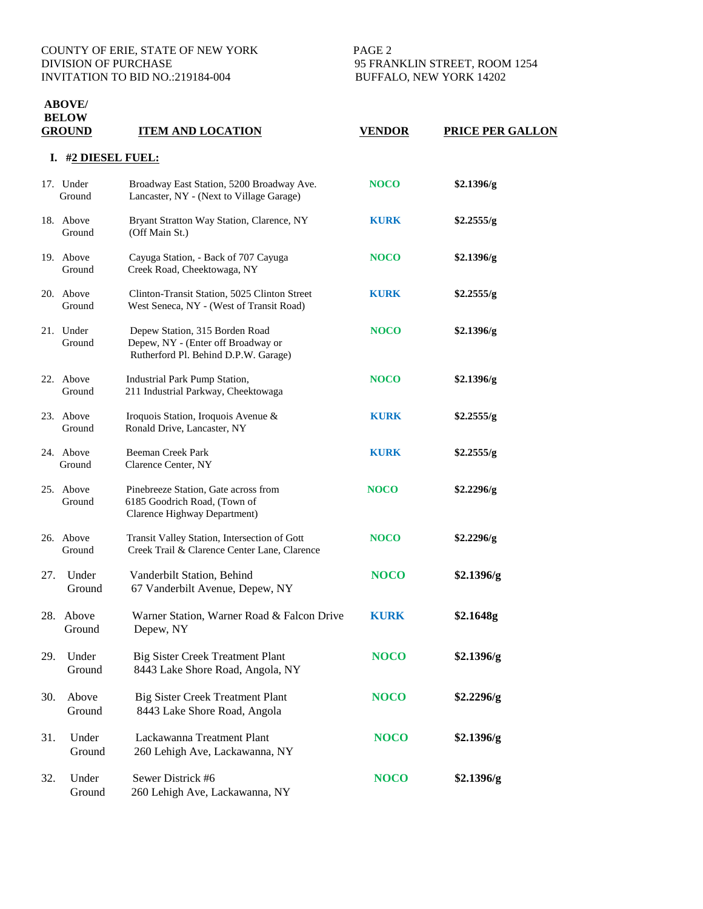COUNTY OF ERIE, STATE OF NEW YORK
DIVISION OF PURCHASE
INVITATION TO BID NO.:219184-004

PAGE 2
95 FRANKLIN STREET, ROOM 1254
BUFFALO, NEW YORK 14202

| ABOVE/ BELOW GROUND | ITEM AND LOCATION | VENDOR | PRICE PER GALLON |
|---|---|---|---|
| **I. #2 DIESEL FUEL:** | | | |
| 17. Under Ground | Broadway East Station, 5200 Broadway Ave. Lancaster, NY - (Next to Village Garage) | **NOCO** | **$2.1396/g** |
| 18. Above Ground | Bryant Stratton Way Station, Clarence, NY (Off Main St.) | **KURK** | **$2.2555/g** |
| 19. Above Ground | Cayuga Station, - Back of 707 Cayuga Creek Road, Cheektowaga, NY | **NOCO** | **$2.1396/g** |
| 20. Above Ground | Clinton-Transit Station, 5025 Clinton Street West Seneca, NY - (West of Transit Road) | **KURK** | **$2.2555/g** |
| 21. Under Ground | Depew Station, 315 Borden Road Depew, NY - (Enter off Broadway or Rutherford Pl. Behind D.P.W. Garage) | **NOCO** | **$2.1396/g** |
| 22. Above Ground | Industrial Park Pump Station, 211 Industrial Parkway, Cheektowaga | **NOCO** | **$2.1396/g** |
| 23. Above Ground | Iroquois Station, Iroquois Avenue & Ronald Drive, Lancaster, NY | **KURK** | **$2.2555/g** |
| 24. Above Ground | Beeman Creek Park Clarence Center, NY | **KURK** | **$2.2555/g** |
| 25. Above Ground | Pinebreeze Station, Gate across from 6185 Goodrich Road, (Town of Clarence Highway Department) | **NOCO** | **$2.2296/g** |
| 26. Above Ground | Transit Valley Station, Intersection of Gott Creek Trail & Clarence Center Lane, Clarence | **NOCO** | **$2.2296/g** |
| 27. Under Ground | Vanderbilt Station, Behind 67 Vanderbilt Avenue, Depew, NY | **NOCO** | **$2.1396/g** |
| 28. Above Ground | Warner Station, Warner Road & Falcon Drive Depew, NY | **KURK** | **$2.1648g** |
| 29. Under Ground | Big Sister Creek Treatment Plant 8443 Lake Shore Road, Angola, NY | **NOCO** | **$2.1396/g** |
| 30. Above Ground | Big Sister Creek Treatment Plant 8443 Lake Shore Road, Angola | **NOCO** | **$2.2296/g** |
| 31. Under Ground | Lackawanna Treatment Plant 260 Lehigh Ave, Lackawanna, NY | **NOCO** | **$2.1396/g** |
| 32. Under Ground | Sewer District #6 260 Lehigh Ave, Lackawanna, NY | **NOCO** | **$2.1396/g** |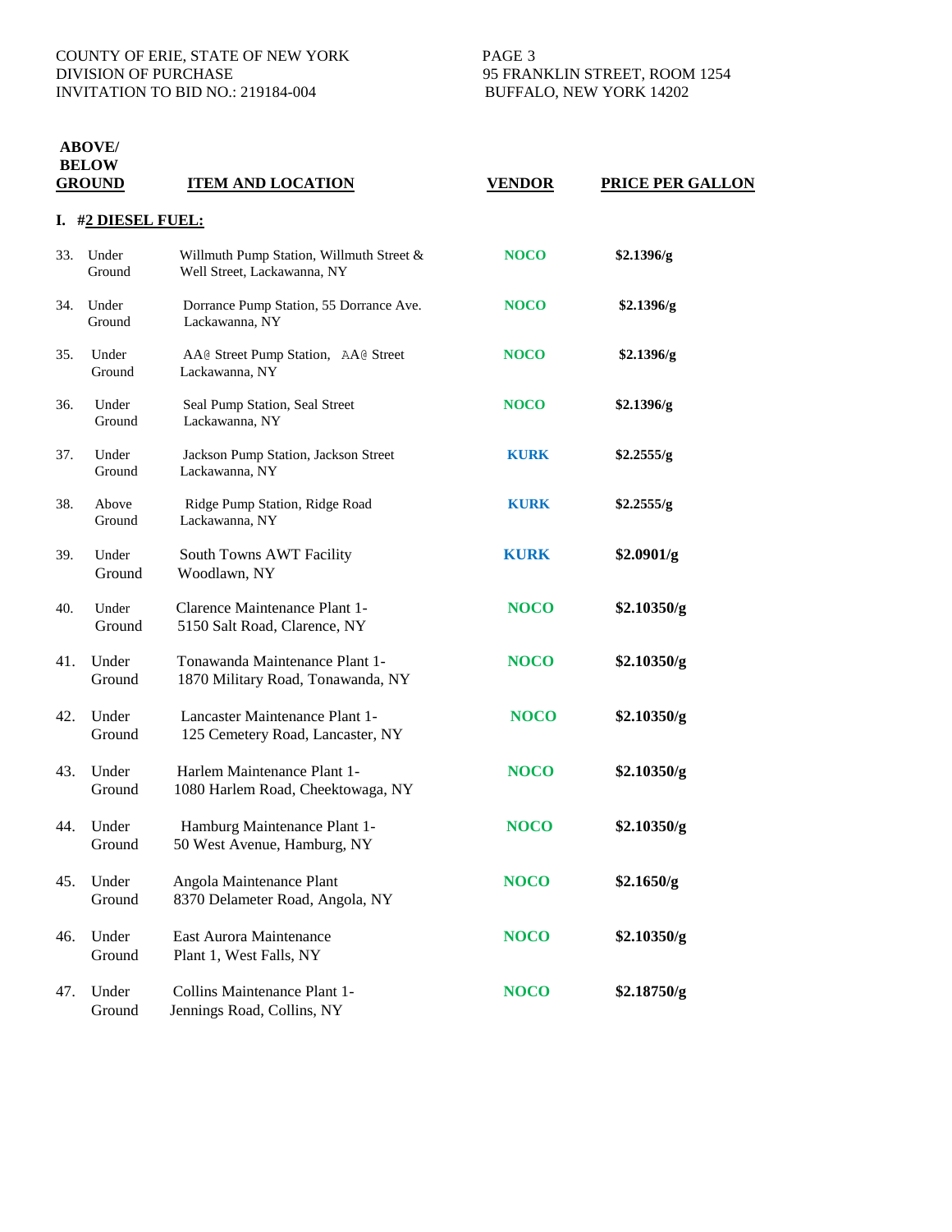COUNTY OF ERIE, STATE OF NEW YORK
DIVISION OF PURCHASE
INVITATION TO BID NO.: 219184-004

95 FRANKLIN STREET, ROOM 1254
BUFFALO, NEW YORK 14202

| | ABOVE/ BELOW GROUND | ITEM AND LOCATION | VENDOR | PRICE PER GALLON |
|---|---|---|---|---|
| **I.** | **#2 DIESEL FUEL:** | | | |
| 33. | Under Ground | Willmuth Pump Station, Willmuth Street & Well Street, Lackawanna, NY | **NOCO** | **$2.1396/g** |
| 34. | Under Ground | Dorrance Pump Station, 55 Dorrance Ave. Lackawanna, NY | **NOCO** | **$2.1396/g** |
| 35. | Under Ground | AA@ Street Pump Station, AA@ Street Lackawanna, NY | **NOCO** | **$2.1396/g** |
| 36. | Under Ground | Seal Pump Station, Seal Street Lackawanna, NY | **NOCO** | **$2.1396/g** |
| 37. | Under Ground | Jackson Pump Station, Jackson Street Lackawanna, NY | **KURK** | **$2.2555/g** |
| 38. | Above Ground | Ridge Pump Station, Ridge Road Lackawanna, NY | **KURK** | **$2.2555/g** |
| 39. | Under Ground | South Towns AWT Facility Woodlawn, NY | **KURK** | **$2.0901/g** |
| 40. | Under Ground | Clarence Maintenance Plant 1- 5150 Salt Road, Clarence, NY | **NOCO** | **$2.10350/g** |
| 41. | Under Ground | Tonawanda Maintenance Plant 1- 1870 Military Road, Tonawanda, NY | **NOCO** | **$2.10350/g** |
| 42. | Under Ground | Lancaster Maintenance Plant 1- 125 Cemetery Road, Lancaster, NY | **NOCO** | **$2.10350/g** |
| 43. | Under Ground | Harlem Maintenance Plant 1- 1080 Harlem Road, Cheektowaga, NY | **NOCO** | **$2.10350/g** |
| 44. | Under Ground | Hamburg Maintenance Plant 1- 50 West Avenue, Hamburg, NY | **NOCO** | **$2.10350/g** |
| 45. | Under Ground | Angola Maintenance Plant 8370 Delameter Road, Angola, NY | **NOCO** | **$2.1650/g** |
| 46. | Under Ground | East Aurora Maintenance Plant 1, West Falls, NY | **NOCO** | **$2.10350/g** |
| 47. | Under Ground | Collins Maintenance Plant 1- Jennings Road, Collins, NY | **NOCO** | **$2.18750/g** |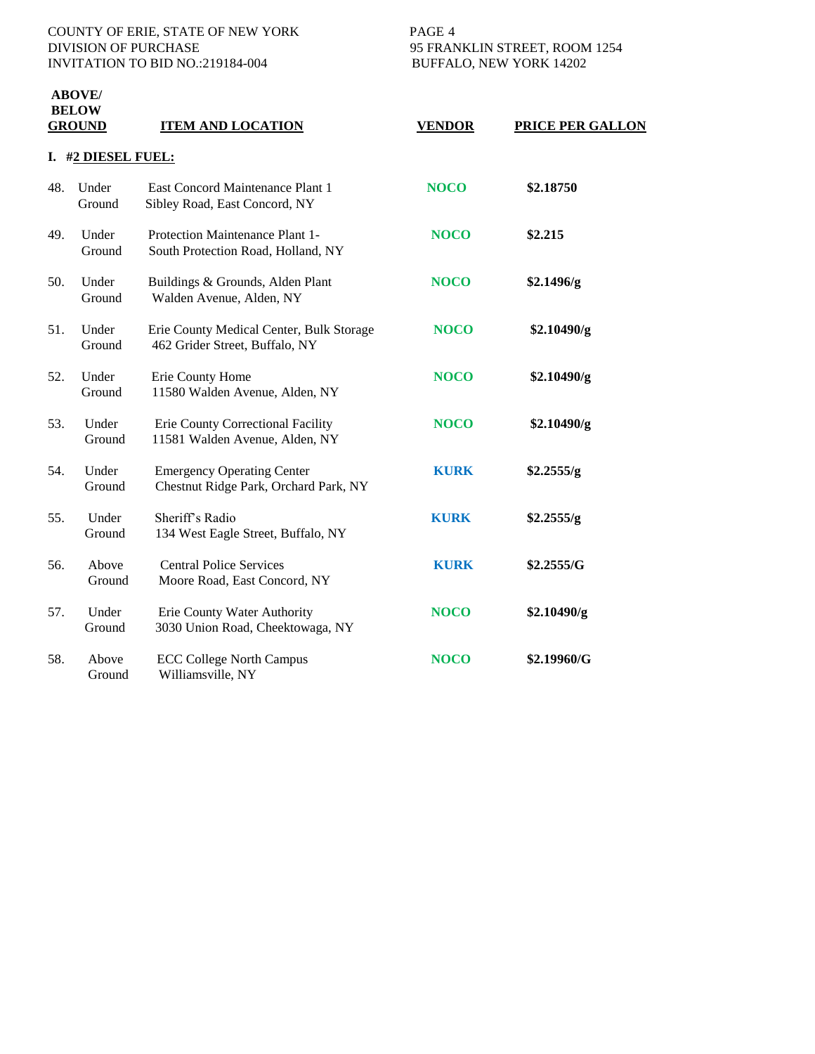COUNTY OF ERIE, STATE OF NEW YORK
DIVISION OF PURCHASE
INVITATION TO BID NO.:219184-004

95 FRANKLIN STREET, ROOM 1254
BUFFALO, NEW YORK 14202

| | ABOVE/ BELOW GROUND | ITEM AND LOCATION | VENDOR | PRICE PER GALLON |
|---|---|---|---|---|
| **I.** | **#2 DIESEL FUEL:** | | | |
| 48. | Under Ground | East Concord Maintenance Plant 1 Sibley Road, East Concord, NY | **NOCO** | **$2.18750** |
| 49. | Under Ground | Protection Maintenance Plant 1- South Protection Road, Holland, NY | **NOCO** | **$2.215** |
| 50. | Under Ground | Buildings & Grounds, Alden Plant Walden Avenue, Alden, NY | **NOCO** | **$2.1496/g** |
| 51. | Under Ground | Erie County Medical Center, Bulk Storage 462 Grider Street, Buffalo, NY | **NOCO** | **$2.10490/g** |
| 52. | Under Ground | Erie County Home 11580 Walden Avenue, Alden, NY | **NOCO** | **$2.10490/g** |
| 53. | Under Ground | Erie County Correctional Facility 11581 Walden Avenue, Alden, NY | **NOCO** | **$2.10490/g** |
| 54. | Under Ground | Emergency Operating Center Chestnut Ridge Park, Orchard Park, NY | **KURK** | **$2.2555/g** |
| 55. | Under Ground | Sheriff's Radio 134 West Eagle Street, Buffalo, NY | **KURK** | **$2.2555/g** |
| 56. | Above Ground | Central Police Services Moore Road, East Concord, NY | **KURK** | **$2.2555/G** |
| 57. | Under Ground | Erie County Water Authority 3030 Union Road, Cheektowaga, NY | **NOCO** | **$2.10490/g** |
| 58. | Above Ground | ECC College North Campus Williamsville, NY | **NOCO** | **$2.19960/G** |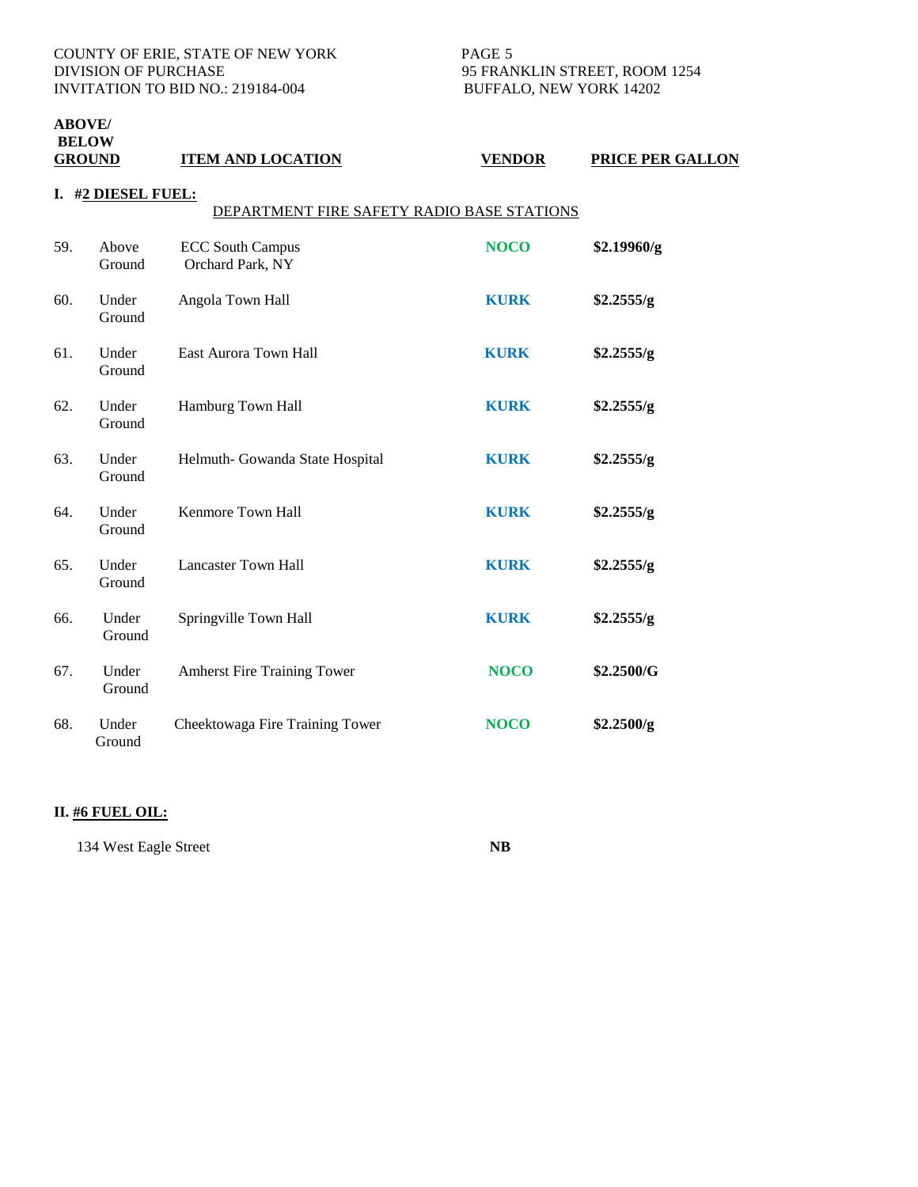COUNTY OF ERIE, STATE OF NEW YORK
DIVISION OF PURCHASE
INVITATION TO BID NO.: 219184-004

95 FRANKLIN STREET, ROOM 1254
BUFFALO, NEW YORK 14202

| | ABOVE/ BELOW GROUND | ITEM AND LOCATION | VENDOR | PRICE PER GALLON |
|---|---|---|---|---|
| **I. #2 DIESEL FUEL:** | | | | |
| | | DEPARTMENT FIRE SAFETY RADIO BASE STATIONS | | |
| 59. | Above Ground | ECC South Campus Orchard Park, NY | **NOCO** | **$2.19960/g** |
| 60. | Under Ground | Angola Town Hall | **KURK** | **$2.2555/g** |
| 61. | Under Ground | East Aurora Town Hall | **KURK** | **$2.2555/g** |
| 62. | Under Ground | Hamburg Town Hall | **KURK** | **$2.2555/g** |
| 63. | Under Ground | Helmuth- Gowanda State Hospital | **KURK** | **$2.2555/g** |
| 64. | Under Ground | Kenmore Town Hall | **KURK** | **$2.2555/g** |
| 65. | Under Ground | Lancaster Town Hall | **KURK** | **$2.2555/g** |
| 66. | Under Ground | Springville Town Hall | **KURK** | **$2.2555/g** |
| 67. | Under Ground | Amherst Fire Training Tower | **NOCO** | **$2.2500/G** |
| 68. | Under Ground | Cheektowaga Fire Training Tower | **NOCO** | **$2.2500/g** |

**II. #6 FUEL OIL:**

| Location | Vendor |
|---|---|
| 134 West Eagle Street | **NB** |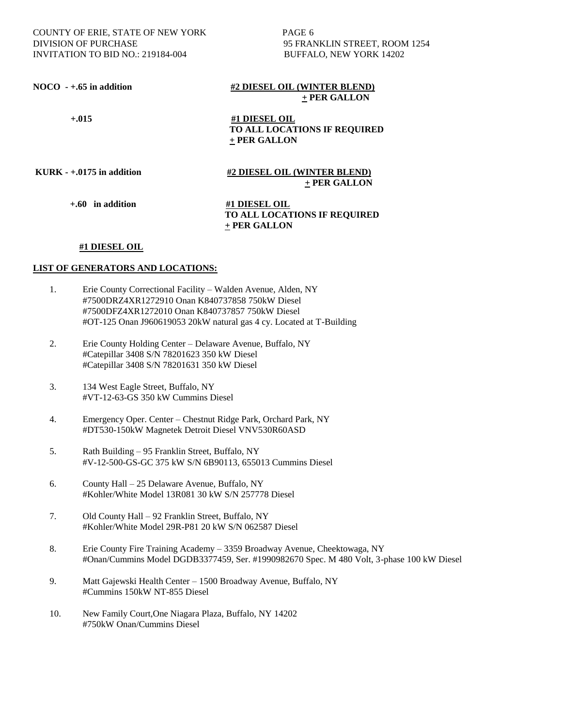**NOCO - +.65 in addition** **#2 DIESEL OIL (WINTER BLEND)**
**+ PER GALLON**

**+.015** **#1 DIESEL OIL**
**TO ALL LOCATIONS IF REQUIRED**
**+ PER GALLON**

**KURK - +.0175 in addition** **#2 DIESEL OIL (WINTER BLEND)**
**+ PER GALLON**

**+.60 in addition** **#1 DIESEL OIL**
**TO ALL LOCATIONS IF REQUIRED**
**+ PER GALLON**

**#1 DIESEL OIL**

**LIST OF GENERATORS AND LOCATIONS:**

1. Erie County Correctional Facility – Walden Avenue, Alden, NY
   #7500DRZ4XR1272910 Onan K840737858 750kW Diesel
   #7500DFZ4XR1272010 Onan K840737857 750kW Diesel
   #OT-125 Onan J960619053 20kW natural gas 4 cy. Located at T-Building

2. Erie County Holding Center – Delaware Avenue, Buffalo, NY
   #Catepillar 3408 S/N 78201623 350 kW Diesel
   #Catepillar 3408 S/N 78201631 350 kW Diesel

3. 134 West Eagle Street, Buffalo, NY
   #VT-12-63-GS 350 kW Cummins Diesel

4. Emergency Oper. Center – Chestnut Ridge Park, Orchard Park, NY
   #DT530-150kW Magnetek Detroit Diesel VNV530R60ASD

5. Rath Building – 95 Franklin Street, Buffalo, NY
   #V-12-500-GS-GC 375 kW S/N 6B90113, 655013 Cummins Diesel

6. County Hall – 25 Delaware Avenue, Buffalo, NY
   #Kohler/White Model 13R081 30 kW S/N 257778 Diesel

7. Old County Hall – 92 Franklin Street, Buffalo, NY
   #Kohler/White Model 29R-P81 20 kW S/N 062587 Diesel

8. Erie County Fire Training Academy – 3359 Broadway Avenue, Cheektowaga, NY
   #Onan/Cummins Model DGDB3377459, Ser. #1990982670 Spec. M 480 Volt, 3-phase 100 kW Diesel

9. Matt Gajewski Health Center – 1500 Broadway Avenue, Buffalo, NY
   #Cummins 150kW NT-855 Diesel

10. New Family Court,One Niagara Plaza, Buffalo, NY 14202
    #750kW Onan/Cummins Diesel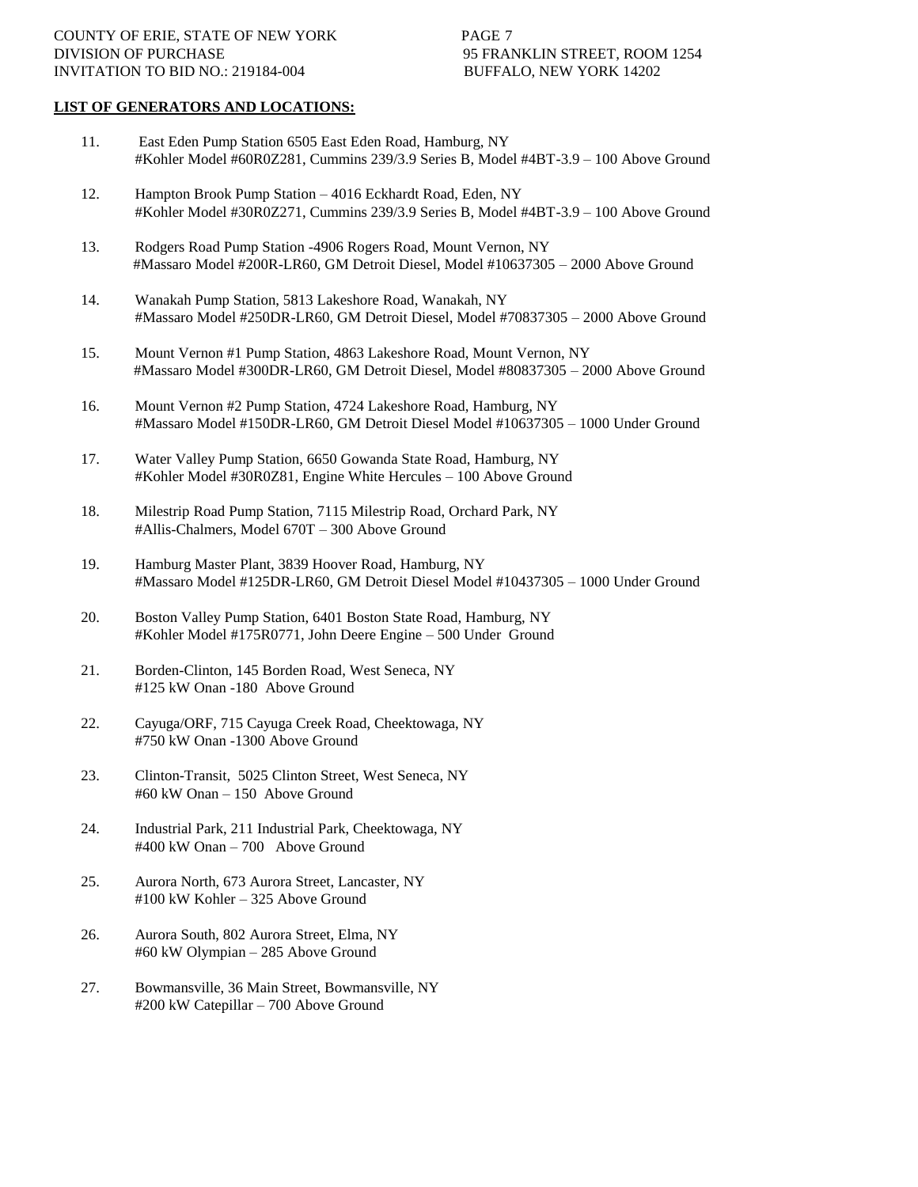**LIST OF GENERATORS AND LOCATIONS:**

11. East Eden Pump Station 6505 East Eden Road, Hamburg, NY
    #Kohler Model #60R0Z281, Cummins 239/3.9 Series B, Model #4BT-3.9 – 100 Above Ground

12. Hampton Brook Pump Station – 4016 Eckhardt Road, Eden, NY
    #Kohler Model #30R0Z271, Cummins 239/3.9 Series B, Model #4BT-3.9 – 100 Above Ground

13. Rodgers Road Pump Station -4906 Rogers Road, Mount Vernon, NY
    #Massaro Model #200R-LR60, GM Detroit Diesel, Model #10637305 – 2000 Above Ground

14. Wanakah Pump Station, 5813 Lakeshore Road, Wanakah, NY
    #Massaro Model #250DR-LR60, GM Detroit Diesel, Model #70837305 – 2000 Above Ground

15. Mount Vernon #1 Pump Station, 4863 Lakeshore Road, Mount Vernon, NY
    #Massaro Model #300DR-LR60, GM Detroit Diesel, Model #80837305 – 2000 Above Ground

16. Mount Vernon #2 Pump Station, 4724 Lakeshore Road, Hamburg, NY
    #Massaro Model #150DR-LR60, GM Detroit Diesel Model #10637305 – 1000 Under Ground

17. Water Valley Pump Station, 6650 Gowanda State Road, Hamburg, NY
    #Kohler Model #30R0Z81, Engine White Hercules – 100 Above Ground

18. Milestrip Road Pump Station, 7115 Milestrip Road, Orchard Park, NY
    #Allis-Chalmers, Model 670T – 300 Above Ground

19. Hamburg Master Plant, 3839 Hoover Road, Hamburg, NY
    #Massaro Model #125DR-LR60, GM Detroit Diesel Model #10437305 – 1000 Under Ground

20. Boston Valley Pump Station, 6401 Boston State Road, Hamburg, NY
    #Kohler Model #175R0771, John Deere Engine – 500 Under Ground

21. Borden-Clinton, 145 Borden Road, West Seneca, NY
    #125 kW Onan -180 Above Ground

22. Cayuga/ORF, 715 Cayuga Creek Road, Cheektowaga, NY
    #750 kW Onan -1300 Above Ground

23. Clinton-Transit, 5025 Clinton Street, West Seneca, NY
    #60 kW Onan – 150 Above Ground

24. Industrial Park, 211 Industrial Park, Cheektowaga, NY
    #400 kW Onan – 700 Above Ground

25. Aurora North, 673 Aurora Street, Lancaster, NY
    #100 kW Kohler – 325 Above Ground

26. Aurora South, 802 Aurora Street, Elma, NY
    #60 kW Olympian – 285 Above Ground

27. Bowmansville, 36 Main Street, Bowmansville, NY
    #200 kW Catepillar – 700 Above Ground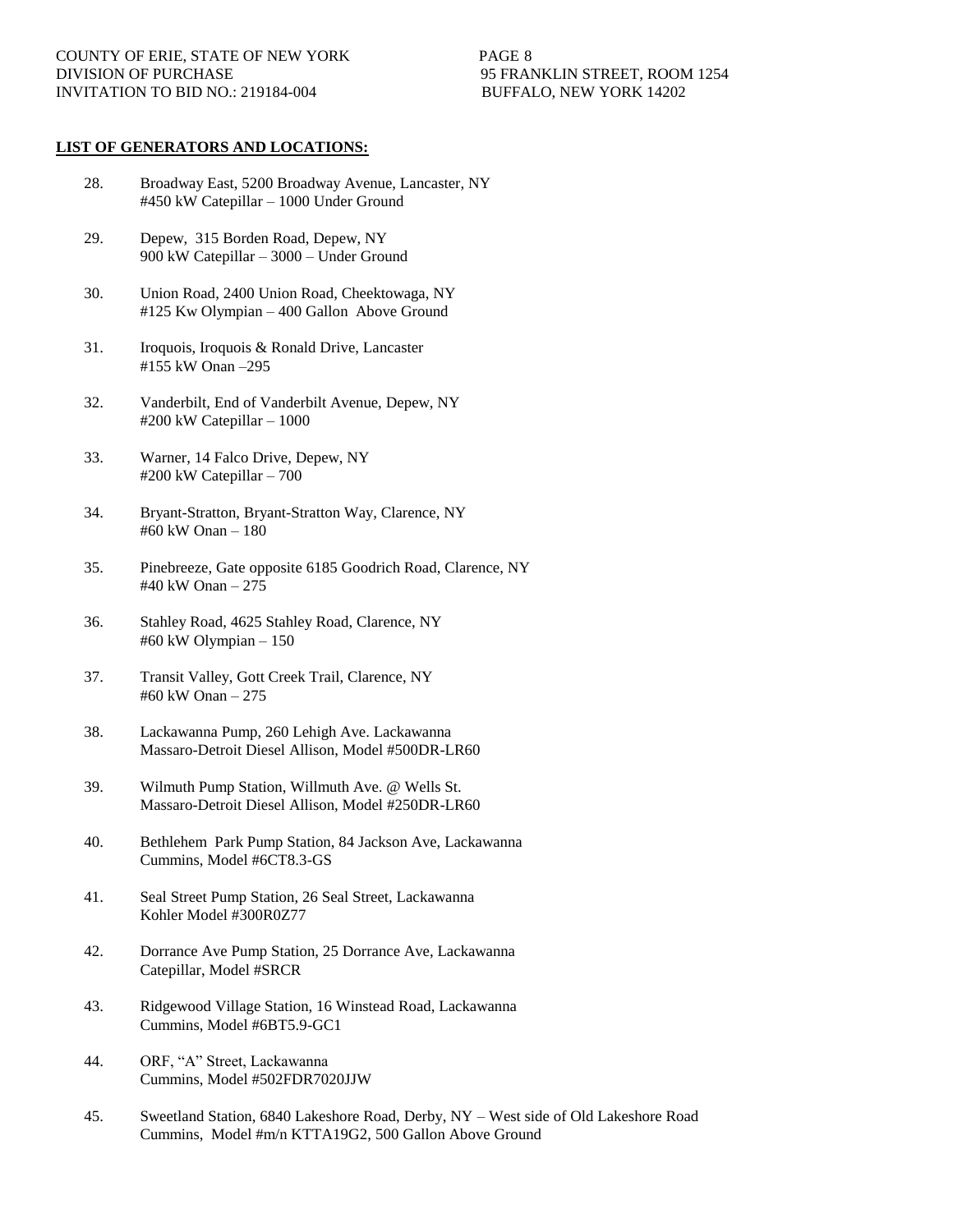## LIST OF GENERATORS AND LOCATIONS:

28. Broadway East, 5200 Broadway Avenue, Lancaster, NY
    #450 kW Catepillar – 1000 Under Ground

29. Depew, 315 Borden Road, Depew, NY
    900 kW Catepillar – 3000 – Under Ground

30. Union Road, 2400 Union Road, Cheektowaga, NY
    #125 Kw Olympian – 400 Gallon Above Ground

31. Iroquois, Iroquois & Ronald Drive, Lancaster
    #155 kW Onan –295

32. Vanderbilt, End of Vanderbilt Avenue, Depew, NY
    #200 kW Catepillar – 1000

33. Warner, 14 Falco Drive, Depew, NY
    #200 kW Catepillar – 700

34. Bryant-Stratton, Bryant-Stratton Way, Clarence, NY
    #60 kW Onan – 180

35. Pinebreeze, Gate opposite 6185 Goodrich Road, Clarence, NY
    #40 kW Onan – 275

36. Stahley Road, 4625 Stahley Road, Clarence, NY
    #60 kW Olympian – 150

37. Transit Valley, Gott Creek Trail, Clarence, NY
    #60 kW Onan – 275

38. Lackawanna Pump, 260 Lehigh Ave. Lackawanna
    Massaro-Detroit Diesel Allison, Model #500DR-LR60

39. Wilmuth Pump Station, Willmuth Ave. @ Wells St.
    Massaro-Detroit Diesel Allison, Model #250DR-LR60

40. Bethlehem Park Pump Station, 84 Jackson Ave, Lackawanna
    Cummins, Model #6CT8.3-GS

41. Seal Street Pump Station, 26 Seal Street, Lackawanna
    Kohler Model #300R0Z77

42. Dorrance Ave Pump Station, 25 Dorrance Ave, Lackawanna
    Catepillar, Model #SRCR

43. Ridgewood Village Station, 16 Winstead Road, Lackawanna
    Cummins, Model #6BT5.9-GC1

44. ORF, "A" Street, Lackawanna
    Cummins, Model #502FDR7020JJW

45. Sweetland Station, 6840 Lakeshore Road, Derby, NY – West side of Old Lakeshore Road
    Cummins, Model #m/n KTTA19G2, 500 Gallon Above Ground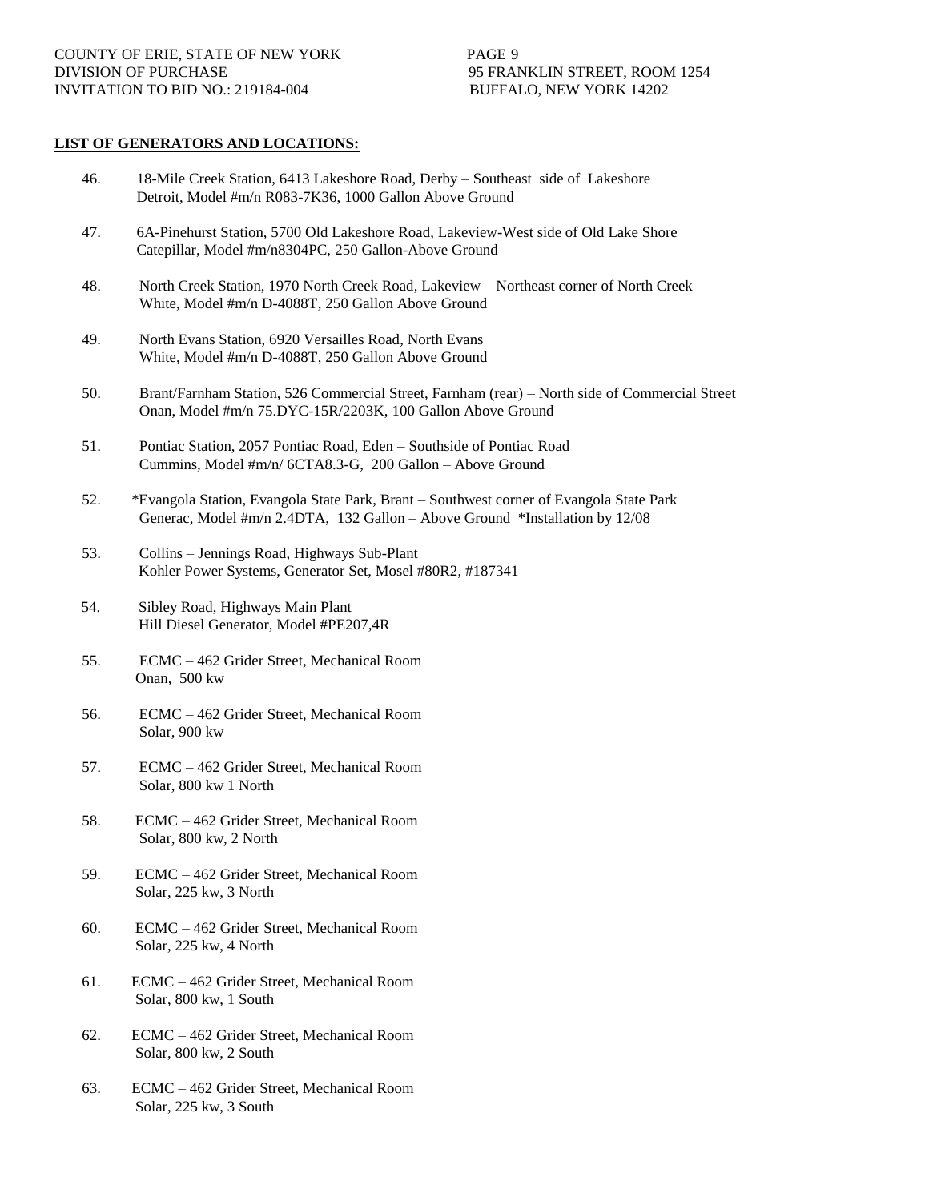**LIST OF GENERATORS AND LOCATIONS:**

46. 18-Mile Creek Station, 6413 Lakeshore Road, Derby – Southeast side of Lakeshore
    Detroit, Model #m/n R083-7K36, 1000 Gallon Above Ground

47. 6A-Pinehurst Station, 5700 Old Lakeshore Road, Lakeview-West side of Old Lake Shore
    Catepillar, Model #m/n8304PC, 250 Gallon-Above Ground

48. North Creek Station, 1970 North Creek Road, Lakeview – Northeast corner of North Creek
    White, Model #m/n D-4088T, 250 Gallon Above Ground

49. North Evans Station, 6920 Versailles Road, North Evans
    White, Model #m/n D-4088T, 250 Gallon Above Ground

50. Brant/Farnham Station, 526 Commercial Street, Farnham (rear) – North side of Commercial Street
    Onan, Model #m/n 75.DYC-15R/2203K, 100 Gallon Above Ground

51. Pontiac Station, 2057 Pontiac Road, Eden – Southside of Pontiac Road
    Cummins, Model #m/n/ 6CTA8.3-G, 200 Gallon – Above Ground

52. *Evangola Station, Evangola State Park, Brant – Southwest corner of Evangola State Park
    Generac, Model #m/n 2.4DTA, 132 Gallon – Above Ground *Installation by 12/08

53. Collins – Jennings Road, Highways Sub-Plant
    Kohler Power Systems, Generator Set, Mosel #80R2, #187341

54. Sibley Road, Highways Main Plant
    Hill Diesel Generator, Model #PE207,4R

55. ECMC – 462 Grider Street, Mechanical Room
    Onan, 500 kw

56. ECMC – 462 Grider Street, Mechanical Room
    Solar, 900 kw

57. ECMC – 462 Grider Street, Mechanical Room
    Solar, 800 kw 1 North

58. ECMC – 462 Grider Street, Mechanical Room
    Solar, 800 kw, 2 North

59. ECMC – 462 Grider Street, Mechanical Room
    Solar, 225 kw, 3 North

60. ECMC – 462 Grider Street, Mechanical Room
    Solar, 225 kw, 4 North

61. ECMC – 462 Grider Street, Mechanical Room
    Solar, 800 kw, 1 South

62. ECMC – 462 Grider Street, Mechanical Room
    Solar, 800 kw, 2 South

63. ECMC – 462 Grider Street, Mechanical Room
    Solar, 225 kw, 3 South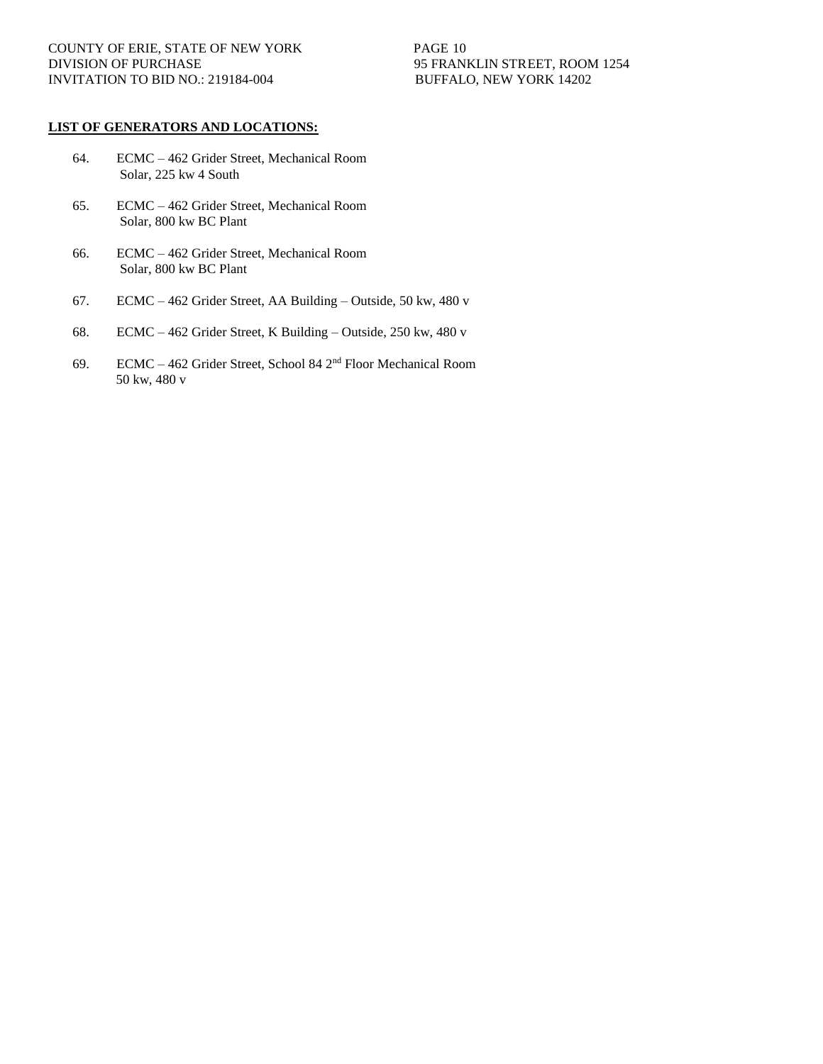**LIST OF GENERATORS AND LOCATIONS:**

64. ECMC – 462 Grider Street, Mechanical Room
    Solar, 225 kw 4 South

65. ECMC – 462 Grider Street, Mechanical Room
    Solar, 800 kw BC Plant

66. ECMC – 462 Grider Street, Mechanical Room
    Solar, 800 kw BC Plant

67. ECMC – 462 Grider Street, AA Building – Outside, 50 kw, 480 v

68. ECMC – 462 Grider Street, K Building – Outside, 250 kw, 480 v

69. ECMC – 462 Grider Street, School 84 2nd Floor Mechanical Room
    50 kw, 480 v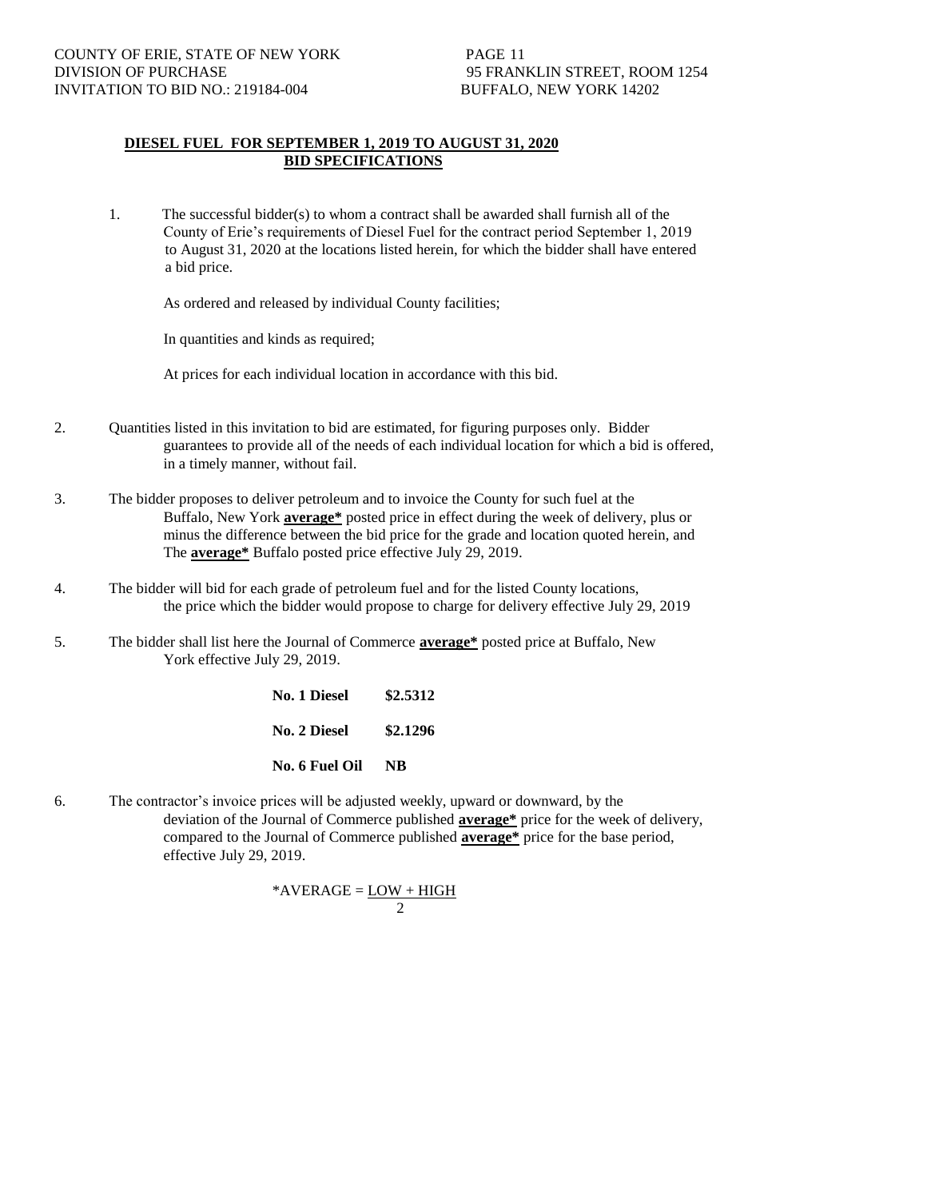## DIESEL FUEL FOR SEPTEMBER 1, 2019 TO AUGUST 31, 2020

## BID SPECIFICATIONS

1. The successful bidder(s) to whom a contract shall be awarded shall furnish all of the County of Erie's requirements of Diesel Fuel for the contract period September 1, 2019 to August 31, 2020 at the locations listed herein, for which the bidder shall have entered a bid price.

   As ordered and released by individual County facilities;

   In quantities and kinds as required;

   At prices for each individual location in accordance with this bid.

2. Quantities listed in this invitation to bid are estimated, for figuring purposes only. Bidder guarantees to provide all of the needs of each individual location for which a bid is offered, in a timely manner, without fail.

3. The bidder proposes to deliver petroleum and to invoice the County for such fuel at the Buffalo, New York **average*** posted price in effect during the week of delivery, plus or minus the difference between the bid price for the grade and location quoted herein, and The **average*** Buffalo posted price effective July 29, 2019.

4. The bidder will bid for each grade of petroleum fuel and for the listed County locations, the price which the bidder would propose to charge for delivery effective July 29, 2019

5. The bidder shall list here the Journal of Commerce **average*** posted price at Buffalo, New York effective July 29, 2019.

| | |
|---|---|
| **No. 1 Diesel** | **$2.5312** |
| **No. 2 Diesel** | **$2.1296** |
| **No. 6 Fuel Oil** | **NB** |

6. The contractor's invoice prices will be adjusted weekly, upward or downward, by the deviation of the Journal of Commerce published **average*** price for the week of delivery, compared to the Journal of Commerce published **average*** price for the base period, effective July 29, 2019.

$$*AVERAGE = \frac{LOW + HIGH}{2}$$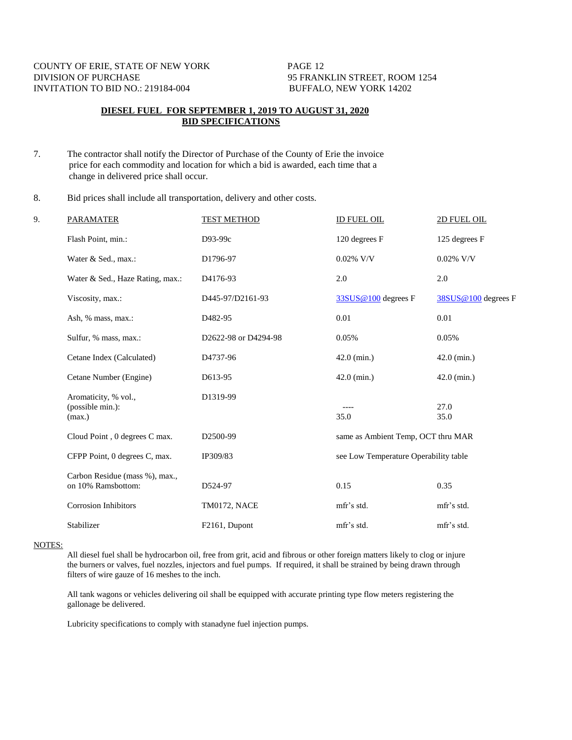COUNTY OF ERIE, STATE OF NEW YORK
DIVISION OF PURCHASE
INVITATION TO BID NO.: 219184-004

95 FRANKLIN STREET, ROOM 1254
BUFFALO, NEW YORK 14202

## DIESEL FUEL FOR SEPTEMBER 1, 2019 TO AUGUST 31, 2020
## BID SPECIFICATIONS

7. The contractor shall notify the Director of Purchase of the County of Erie the invoice price for each commodity and location for which a bid is awarded, each time that a change in delivered price shall occur.

8. Bid prices shall include all transportation, delivery and other costs.

9.

| PARAMATER | TEST METHOD | ID FUEL OIL | 2D FUEL OIL |
|---|---|---|---|
| Flash Point, min.: | D93-99c | 120 degrees F | 125 degrees F |
| Water & Sed., max.: | D1796-97 | 0.02% V/V | 0.02% V/V |
| Water & Sed., Haze Rating, max.: | D4176-93 | 2.0 | 2.0 |
| Viscosity, max.: | D445-97/D2161-93 | 33SUS@100 degrees F | 38SUS@100 degrees F |
| Ash, % mass, max.: | D482-95 | 0.01 | 0.01 |
| Sulfur, % mass, max.: | D2622-98 or D4294-98 | 0.05% | 0.05% |
| Cetane Index (Calculated) | D4737-96 | 42.0 (min.) | 42.0 (min.) |
| Cetane Number (Engine) | D613-95 | 42.0 (min.) | 42.0 (min.) |
| Aromaticity, % vol., (possible min.): | D1319-99 | ---- | 27.0 |
| (max.) | | 35.0 | 35.0 |
| Cloud Point , 0 degrees C max. | D2500-99 | same as Ambient Temp, OCT thru MAR | |
| CFPP Point, 0 degrees C, max. | IP309/83 | see Low Temperature Operability table | |
| Carbon Residue (mass %), max., on 10% Ramsbottom: | D524-97 | 0.15 | 0.35 |
| Corrosion Inhibitors | TM0172, NACE | mfr's std. | mfr's std. |
| Stabilizer | F2161, Dupont | mfr's std. | mfr's std. |

NOTES:

All diesel fuel shall be hydrocarbon oil, free from grit, acid and fibrous or other foreign matters likely to clog or injure the burners or valves, fuel nozzles, injectors and fuel pumps. If required, it shall be strained by being drawn through filters of wire gauze of 16 meshes to the inch.

All tank wagons or vehicles delivering oil shall be equipped with accurate printing type flow meters registering the gallonage be delivered.

Lubricity specifications to comply with stanadyne fuel injection pumps.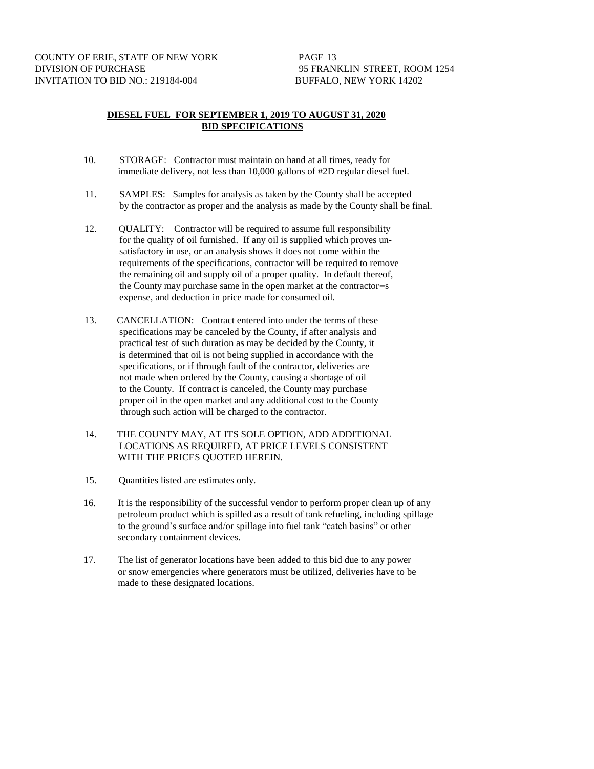**DIESEL FUEL FOR SEPTEMBER 1, 2019 TO AUGUST 31, 2020**
**BID SPECIFICATIONS**

10. STORAGE: Contractor must maintain on hand at all times, ready for immediate delivery, not less than 10,000 gallons of #2D regular diesel fuel.

11. SAMPLES: Samples for analysis as taken by the County shall be accepted by the contractor as proper and the analysis as made by the County shall be final.

12. QUALITY: Contractor will be required to assume full responsibility for the quality of oil furnished. If any oil is supplied which proves un-satisfactory in use, or an analysis shows it does not come within the requirements of the specifications, contractor will be required to remove the remaining oil and supply oil of a proper quality. In default thereof, the County may purchase same in the open market at the contractor=s expense, and deduction in price made for consumed oil.

13. CANCELLATION: Contract entered into under the terms of these specifications may be canceled by the County, if after analysis and practical test of such duration as may be decided by the County, it is determined that oil is not being supplied in accordance with the specifications, or if through fault of the contractor, deliveries are not made when ordered by the County, causing a shortage of oil to the County. If contract is canceled, the County may purchase proper oil in the open market and any additional cost to the County through such action will be charged to the contractor.

14. THE COUNTY MAY, AT ITS SOLE OPTION, ADD ADDITIONAL LOCATIONS AS REQUIRED, AT PRICE LEVELS CONSISTENT WITH THE PRICES QUOTED HEREIN.

15. Quantities listed are estimates only.

16. It is the responsibility of the successful vendor to perform proper clean up of any petroleum product which is spilled as a result of tank refueling, including spillage to the ground's surface and/or spillage into fuel tank "catch basins" or other secondary containment devices.

17. The list of generator locations have been added to this bid due to any power or snow emergencies where generators must be utilized, deliveries have to be made to these designated locations.